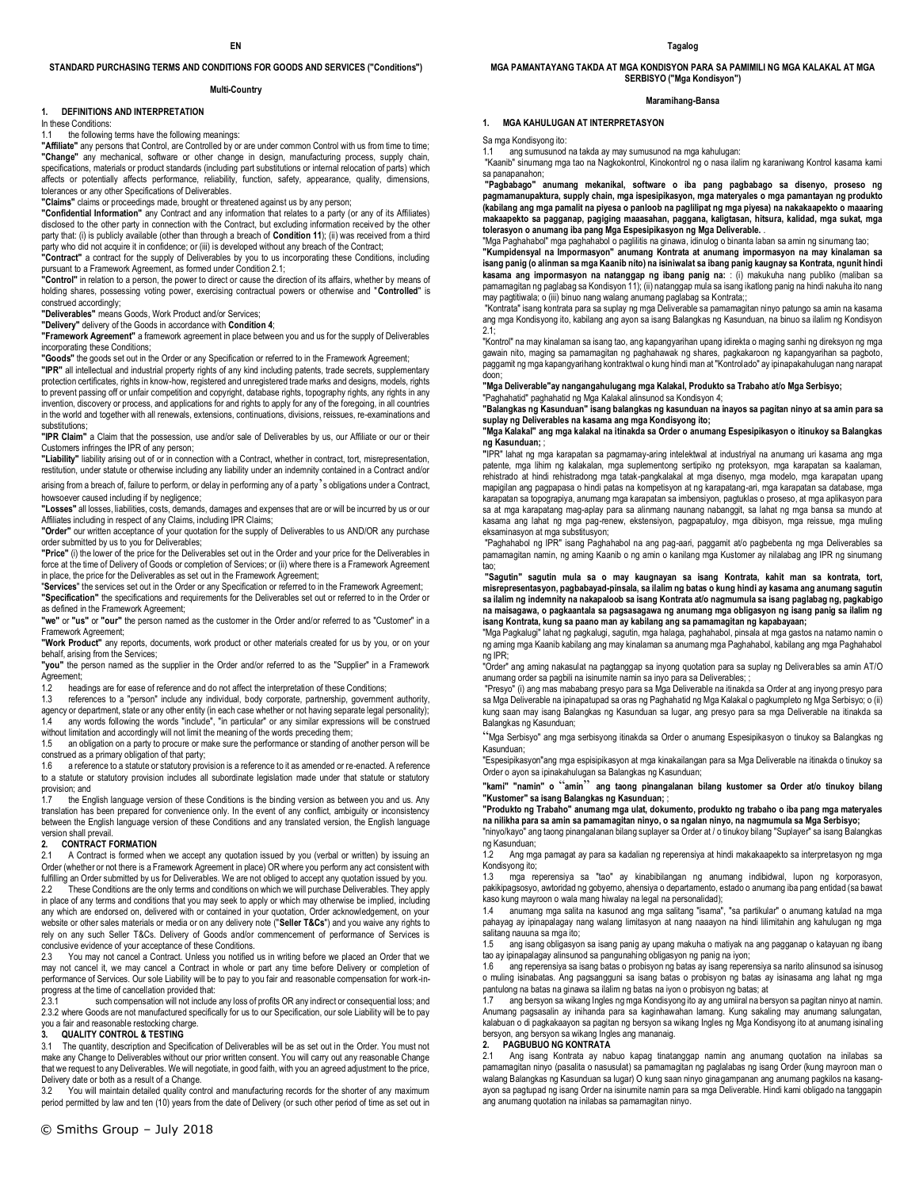**EN**

## STANDARD PURCHASING TERMS AND CONDITIONS FOR GOODS AND SERVICES ("Conditions")

**Multi-Country**

### 1. DEFINITIONS AND INTERPRETATION

In these Conditions:

1.1 the following terms have the following meanings:

**"Affiliate"** any persons that Control, are Controlled by or are under common Control with us from time to time;

**"Change"** any mechanical, software or other change in design, manufacturing process, supply chain, specifications, materials or product standards (including part substitutions or internal relocation of parts) which affects or potentially affects performance, reliability, function, safety, appearance, quality, dimensions, tolerances or any other Specifications of Deliverables.

**"Claims"** claims or proceedings made, brought or threatened against us by any person;

**"Confidential Information"** any Contract and any information that relates to a party (or any of its Affiliates) disclosed to the other party in connection with the Contract, but excluding information received by the other party that: (i) is publicly available (other than through a breach of **Condition 11**); (ii) was received from a third party who did not acquire it in confidence; or (iii) is developed without any breach of the Contract;

**"Contract"** a contract for the supply of Deliverables by you to us incorporating these Conditions, including pursuant to a Framework Agreement, as formed under Condition 2.1;

**"Control"** in relation to a person, the power to direct or cause the direction of its affairs, whether by means of holding shares, possessing voting power, exercising contractual powers or otherwise and "**Controlled**" is construed accordingly;

**"Deliverables"** means Goods, Work Product and/or Services;

**"Delivery"** delivery of the Goods in accordance with **Condition 4**;

**"Framework Agreement"** a framework agreement in place between you and us for the supply of Deliverables incorporating these Conditions;

**"Goods"** the goods set out in the Order or any Specification or referred to in the Framework Agreement;

**"IPR"** all intellectual and industrial property rights of any kind including patents, trade secrets, supplementary protection certificates, rights in know-how, registered and unregistered trade marks and designs, models, rights to prevent passing off or unfair competition and copyright, database rights, topography rights, any rights in any invention, discovery or process, and applications for and rights to apply for any of the foregoing, in all countries in the world and together with all renewals, extensions, continuations, divisions, reissues, re-examinations and substitutions;

**"IPR Claim"** a Claim that the possession, use and/or sale of Deliverables by us, our Affiliate or our or their Customers infringes the IPR of any person;

**"Liability"** liability arising out of or in connection with a Contract, whether in contract, tort, misrepresentation, restitution, under statute or otherwise including any liability under an indemnity contained in a Contract and/or arising from a breach of, failure to perform, or delay in performing any of a party's obligations under a Contract, howsoever caused including if by negligence;

**"Losses"** all losses, liabilities, costs, demands, damages and expenses that are or will be incurred by us or our Affiliates including in respect of any Claims, including IPR Claims;

**"Order"** our written acceptance of your quotation for the supply of Deliverables to us AND/OR any purchase order submitted by us to you for Deliverables;

**"Price"** (i) the lower of the price for the Deliverables set out in the Order and your price for the Deliverables in force at the time of Delivery of Goods or completion of Services; or (ii) where there is a Framework Agreement in place, the price for the Deliverables as set out in the Framework Agreement;

**"Services"** the services set out in the Order or any Specification or referred to in the Framework Agreement;

**"Specification"** the specifications and requirements for the Deliverables set out or referred to in the Order or as defined in the Framework Agreement;

**"we"** or **"us"** or **"our"** the person named as the customer in the Order and/or referred to as "Customer" in a Framework Agreement;

**"Work Product"** any reports, documents, work product or other materials created for us by you, or on your behalf, arising from the Services;

**"you"** the person named as the supplier in the Order and/or referred to as the "Supplier" in a Framework Agreement;

1.2 headings are for ease of reference and do not affect the interpretation of these Conditions;

1.3 references to a "person" include any individual, body corporate, partnership, government authority, agency or department, state or any other entity (in each case whether or not having separate legal personality);

1.4 any words following the words "include", "in particular" or any similar expressions will be construed without limitation and accordingly will not limit the meaning of the words preceding them;

1.5 an obligation on a party to procure or make sure the performance or standing of another person will be construed as a primary obligation of that party;

1.6 a reference to a statute or statutory provision is a reference to it as amended or re-enacted. A reference to a statute or statutory provision includes all subordinate legislation made under that statute or statutory provision; and

1.7 the English language version of these Conditions is the binding version as between you and us. Any translation has been prepared for convenience only. In the event of any conflict, ambiguity or inconsistency between the English language version of these Conditions and any translated version, the English language version shall prevail.

### 2. CONTRACT FORMATION

2.1 A Contract is formed when we accept any quotation issued by you (verbal or written) by issuing an Order (whether or not there is a Framework Agreement in place) OR where you perform any act consistent with fulfilling an Order submitted by us for Deliverables. We are not obliged to accept any quotation issued by you.

2.2 These Conditions are the only terms and conditions on which we will purchase Deliverables. They apply in place of any terms and conditions that you may seek to apply or which may otherwise be implied, including any which are endorsed on, delivered with or contained in your quotation, Order acknowledgement, on your website or other sales materials or media or on any delivery note ("**Seller T&Cs**") and you waive any rights to rely on any such Seller T&Cs. Delivery of Goods and/or commencement of performance of Services is conclusive evidence of your acceptance of these Conditions.

2.3 You may not cancel a Contract. Unless you notified us in writing before we placed an Order that we may not cancel it, we may cancel a Contract in whole or part any time before Delivery or completion of performance of Services. Our sole Liability will be to pay to you fair and reasonable compensation for work-in-progress at the time of cancellation provided that:

2.3.1 such compensation will not include any loss of profits OR any indirect or consequential loss; and

2.3.2 where Goods are not manufactured specifically for us to our Specification, our sole Liability will be to pay you a fair and reasonable restocking charge.

### 3. QUALITY CONTROL & TESTING

3.1 The quantity, description and Specification of Deliverables will be as set out in the Order. You must not make any Change to Deliverables without our prior written consent. You will carry out any reasonable Change that we request to any Deliverables. We will negotiate, in good faith, with you an agreed adjustment to the price, Delivery date or both as a result of a Change.

3.2 You will maintain detailed quality control and manufacturing records for the shorter of any maximum period permitted by law and ten (10) years from the date of Delivery (or such other period of time as set out in

**Tagalog**

## MGA PAMANTAYANG TAKDA AT MGA KONDISYON PARA SA PAMIMILI NG MGA KALAKAL AT MGA SERBISYO ("Mga Kondisyon")

**Maramihang-Bansa**

### 1. MGA KAHULUGAN AT INTERPRETASYON

Sa mga Kondisyong ito:

1.1 ang sumusunod na takda ay may sumusunod na mga kahulugan:

"Kaanib" sinumang mga tao na Nagkokontrol, Kinokontrol ng o nasa ilalim ng karaniwang Kontrol kasama kami sa panapanahon;

**"Pagbabago" anumang mekanikal, software o iba pang pagbabago sa disenyo, proseso ng pagmamanupaktura, supply chain, mga ispesipikasyon, mga materyales o mga pamantayan ng produkto (kabilang ang mga pamalit na piyesa o panloob na paglilipat ng mga piyesa) na nakakaapekto o maaaring makaapekto sa pagganap, pagiging maaasahan, paggana, kaligtasan, hitsura, kalidad, mga sukat, mga tolerasyon o anumang iba pang Mga Espesipikasyon ng Mga Deliverable.** .

"Mga Paghahabol" mga paghahabol o paglilitis na ginawa, idinulog o binanta laban sa amin ng sinumang tao;

**"Kumpidensyal na Impormasyon" anumang Kontrata at anumang impormasyon na may kinalaman sa isang panig (o alinman sa mga Kaanib nito) na isiniwalat sa ibang panig kaugnay sa Kontrata, ngunit hindi kasama ang impormasyon na natanggap ng ibang panig na:** : (i) makukuha nang publiko (maliban sa pamamagitan ng paglabag sa Kondisyon 11); (ii) natanggap mula sa isang ikatlong panig na hindi nakuha ito nang may pagtitiwala; o (iii) binuo nang walang anumang paglabag sa Kontrata;;

"Kontrata" isang kontrata para sa suplay ng mga Deliverable sa pamamagitan ninyo patungo sa amin na kasama ang mga Kondisyong ito, kabilang ang ayon sa isang Balangkas ng Kasunduan, na binuo sa ilalim ng Kondisyon 2.1;

"Kontrol" na may kinalaman sa isang tao, ang kapangyarihan upang idirekta o maging sanhi ng direksyon ng mga gawain nito, maging sa pamamagitan ng paghahawak ng shares, pagkakaroon ng kapangyarihan sa pagboto, paggamit ng mga kapangyarihang kontraktwal o kung hindi man at "Kontrolado" ay ipinapakahulugan nang narapat doon;

**"Mga Deliverable"ay nangangahulugang mga Kalakal, Produkto sa Trabaho at/o Mga Serbisyo;**

"Paghahatid" paghahatid ng Mga Kalakal alinsunod sa Kondisyon 4;

**"Balangkas ng Kasunduan" isang balangkas ng kasunduan na inayos sa pagitan ninyo at sa amin para sa suplay ng Deliverables na kasama ang mga Kondisyong ito;**

**"Mga Kalakal" ang mga kalakal na itinakda sa Order o anumang Espesipikasyon o itinukoy sa Balangkas ng Kasunduan;** ;

"IPR" lahat ng mga karapatan sa pagmamay-aring intelektwal at industriyal na anumang uri kasama ang mga patente, mga lihim ng kalakalan, mga suplementong sertipiko ng proteksyon, mga karapatan sa kaalaman, rehistrado at hindi rehistradong mga tatak-pangkalakal at mga disenyo, mga modelo, mga karapatan upang mapigilan ang pagpapasa o hindi patas na kompetisyon at ng karapatang-ari, mga karapatan sa database, mga karapatan sa topograpiya, anumang mga karapatan sa imbensiyon, pagtuklas o proseso, at mga aplikasyon para sa at mga karapatang mag-aplay para sa alinmang naunang nabanggit, sa lahat ng mga bansa sa mundo at kasama ang lahat ng mga pag-renew, ekstensiyon, pagpapatuloy, mga dibisyon, mga reissue, mga muling eksaminasyon at mga substitusyon;

"Paghahabol ng IPR" isang Paghahabol na ang pag-aari, paggamit at/o pagbebenta ng mga Deliverables sa pamamagitan namin, ng aming Kaanib o ng amin o kanilang mga Kustomer ay nilalabag ang IPR ng sinumang tao;

**"Sagutin" sagutin mula sa o may kaugnayan sa isang Kontrata, kahit man sa kontrata, tort, misrepresentasyon, pagbabayad-pinsala, sa ilalim ng batas o kung hindi ay kasama ang anumang sagutin sa ilalim ng indemnity na nakapaloob sa isang Kontrata at/o nagmumula sa isang paglabag ng, pagkabigo na maisagawa, o pagkaantala sa pagsasagawa ng anumang mga obligasyon ng isang panig sa ilalim ng isang Kontrata, kung sa paano man ay kabilang ang sa pamamagitan ng kapabayaan;**

"Mga Pagkalugi" lahat ng pagkalugi, sagutin, mga halaga, paghahabol, pinsala at mga gastos na natamo namin o ng aming mga Kaanib kabilang ang may kinalaman sa anumang mga Paghahabol, kabilang ang mga Paghahabol ng IPR;

"Order" ang aming nakasulat na pagtanggap sa inyong quotation para sa suplay ng Deliverables sa amin AT/O anumang order sa pagbili na isinumite namin sa inyo para sa Deliverables; ;

"Presyo" (i) ang mas mababang presyo para sa Mga Deliverable na itinakda sa Order at ang inyong presyo para sa Mga Deliverable na ipinapatupad sa oras ng Paghahatid ng Mga Kalakal o pagkumpleto ng Mga Serbisyo; o (ii) kung saan may isang Balangkas ng Kasunduan sa lugar, ang presyo para sa mga Deliverable na itinakda sa Balangkas ng Kasunduan;

"Mga Serbisyo" ang mga serbisyong itinakda sa Order o anumang Espesipikasyon o tinukoy sa Balangkas ng Kasunduan;

"Espesipikasyon"ang mga espisipikasyon at mga kinakailangan para sa Mga Deliverable na itinakda o tinukoy sa Order o ayon sa ipinakahulugan sa Balangkas ng Kasunduan;

**"kami" "namin" o "amin" ang taong pinangalanan bilang kustomer sa Order at/o tinukoy bilang "Kustomer" sa isang Balangkas ng Kasunduan;** ;

**"Produkto ng Trabaho" anumang mga ulat, dokumento, produkto ng trabaho o iba pang mga materyales na nilikha para sa amin sa pamamagitan ninyo, o sa ngalan ninyo, na nagmumula sa Mga Serbisyo;**

"ninyo/kayo" ang taong pinangalanan bilang suplayer sa Order at / o tinukoy bilang "Suplayer" sa isang Balangkas ng Kasunduan;

1.2 Ang mga pamagat ay para sa kadalian ng reperensiya at hindi makakaapekto sa interpretasyon ng mga Kondisyong ito;

1.3 mga reperensiya sa "tao" ay kinabibilangan ng anumang indibidwal, lupon ng korporasyon, pakikipagsosyo, awtoridad ng gobyerno, ahensiya o departamento, estado o anumang iba pang entidad (sa bawat kaso kung mayroon o wala mang hiwalay na legal na personalidad);

1.4 anumang mga salita na kasunod ang mga salitang "isama", "sa partikular" o anumang katulad na mga pahayag ay ipinapalagay nang walang limitasyon at nang naaayon na hindi lilimitahin ang kahulugan ng mga salitang nauuna sa mga ito;

1.5 ang isang obligasyon sa isang panig ay upang makuha o matiyak na ang pagganap o katayuan ng ibang tao ay ipinapalagay alinsunod sa pangunahing obligasyon ng panig na iyon;

1.6 ang reperensiya sa isang batas o probisyon ng batas ay isang reperensiya sa narito alinsunod sa isinusog o muling isinabatas. Ang pagsangguni sa isang batas o probisyon ng batas ay isinasama ang lahat ng mga pantulong na batas na ginawa sa ilalim ng batas na iyon o probisyon ng batas; at

1.7 ang bersyon sa wikang Ingles ng mga Kondisyong ito ay ang umiiral na bersyon sa pagitan ninyo at namin. Anumang pagsasalin ay inihanda para sa kaginhawahan lamang. Kung sakaling may anumang salungatan, kalabuan o di pagkakaayon sa pagitan ng bersyon sa wikang Ingles ng Mga Kondisyong ito at anumang isinaling bersyon, ang bersyon sa wikang Ingles ang mananaig.

### 2. PAGBUBUO NG KONTRATA

2.1 Ang isang Kontrata ay nabuo kapag tinatanggap namin ang anumang quotation na inilabas sa pamamagitan ninyo (pasalita o nasusulat) sa pamamagitan ng paglalabas ng isang Order (kung mayroon man o walang Balangkas ng Kasunduan sa lugar) O kung saan ninyo ginagampanan ang anumang pagkilos na kasang-ayon sa pagtupad ng isang Order na isinumite namin para sa mga Deliverable. Hindi kami obligado na tanggapin ang anumang quotation na inilabas sa pamamagitan ninyo.

© Smiths Group – July 2018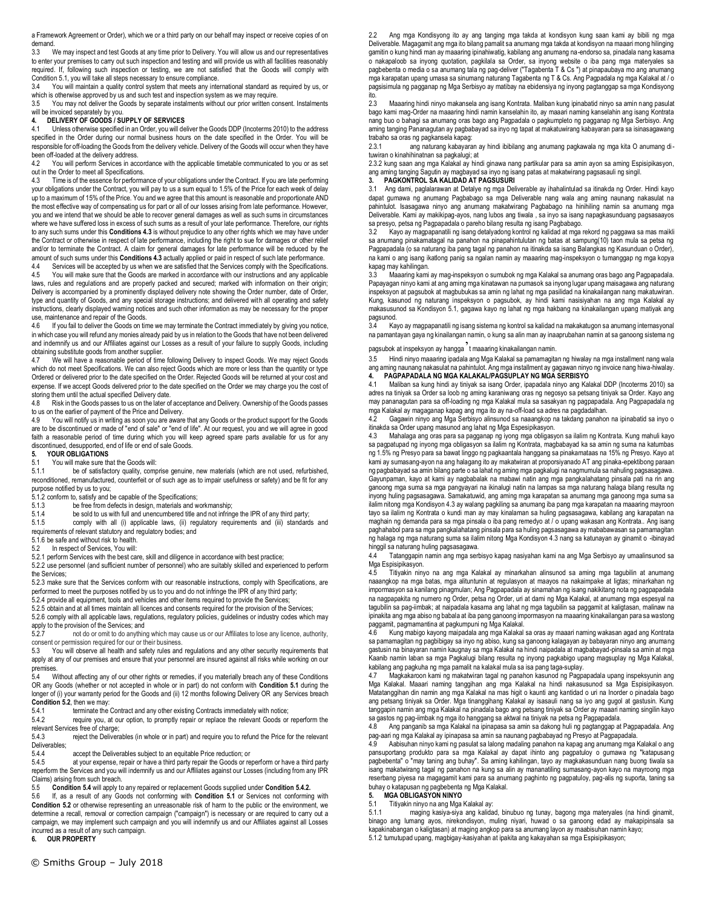a Framework Agreement or Order), which we or a third party on our behalf may inspect or receive copies of on demand.

3.3 We may inspect and test Goods at any time prior to Delivery. You will allow us and our representatives to enter your premises to carry out such inspection and testing and will provide us with all facilities reasonably required. If, following such inspection or testing, we are not satisfied that the Goods will comply with Condition 5.1, you will take all steps necessary to ensure compliance.

3.4 You will maintain a quality control system that meets any international standard as required by us, or which is otherwise approved by us and such test and inspection system as we may require.

3.5 You may not deliver the Goods by separate instalments without our prior written consent. Instalments will be invoiced separately by you.

**4. DELIVERY OF GOODS / SUPPLY OF SERVICES**

4.1 Unless otherwise specified in an Order, you will deliver the Goods DDP (Incoterms 2010) to the address specified in the Order during our normal business hours on the date specified in the Order. You will be responsible for off-loading the Goods from the delivery vehicle. Delivery of the Goods will occur when they have been off-loaded at the delivery address.

4.2 You will perform Services in accordance with the applicable timetable communicated to you or as set out in the Order to meet all Specifications.

4.3 Time is of the essence for performance of your obligations under the Contract. If you are late performing your obligations under the Contract, you will pay to us a sum equal to 1.5% of the Price for each week of delay up to a maximum of 15% of the Price. You and we agree that this amount is reasonable and proportionate AND the most effective way of compensating us for part or all of our losses arising from late performance. However, you and we intend that we should be able to recover general damages as well as such sums in circumstances where we have suffered loss in excess of such sums as a result of your late performance. Therefore, our rights to any such sums under this **Conditions 4.3** is without prejudice to any other rights which we may have under the Contract or otherwise in respect of late performance, including the right to sue for damages or other relief and/or to terminate the Contract. A claim for general damages for late performance will be reduced by the amount of such sums under this **Conditions 4.3** actually applied or paid in respect of such late performance.

4.4 Services will be accepted by us when we are satisfied that the Services comply with the Specifications.

4.5 You will make sure that the Goods are marked in accordance with our instructions and any applicable laws, rules and regulations and are properly packed and secured; marked with information on their origin; Delivery is accompanied by a prominently displayed delivery note showing the Order number, date of Order, type and quantity of Goods, and any special storage instructions; and delivered with all operating and safety instructions, clearly displayed warning notices and such other information as may be necessary for the proper use, maintenance and repair of the Goods.

4.6 If you fail to deliver the Goods on time we may terminate the Contract immediately by giving you notice, in which case you will refund any monies already paid by us in relation to the Goods that have not been delivered and indemnify us and our Affiliates against our Losses as a result of your failure to supply Goods, including obtaining substitute goods from another supplier.

4.7 We will have a reasonable period of time following Delivery to inspect Goods. We may reject Goods which do not meet Specifications. We can also reject Goods which are more or less than the quantity or type Ordered or delivered prior to the date specified on the Order. Rejected Goods will be returned at your cost and expense. If we accept Goods delivered prior to the date specified on the Order we may charge you the cost of storing them until the actual specified Delivery date.

4.8 Risk in the Goods passes to us on the later of acceptance and Delivery. Ownership of the Goods passes to us on the earlier of payment of the Price and Delivery.

4.9 You will notify us in writing as soon you are aware that any Goods or the product support for the Goods are to be discontinued or made of "end of sale" or "end of life". At our request, you and we will agree in good faith a reasonable period of time during which you will keep agreed spare parts available for us for any discontinued, desupported, end of life or end of sale Goods.

**5. YOUR OBLIGATIONS**

5.1 You will make sure that the Goods will:

5.1.1 be of satisfactory quality, comprise genuine, new materials (which are not used, refurbished, reconditioned, remanufactured, counterfeit or of such age as to impair usefulness or safety) and be fit for any purpose notified by us to you;

5.1.2 conform to, satisfy and be capable of the Specifications;

5.1.3 be free from defects in design, materials and workmanship;

5.1.4 be sold to us with full and unencumbered title and not infringe the IPR of any third party;

5.1.5 comply with all (i) applicable laws, (ii) regulatory requirements and (iii) standards and requirements of relevant statutory and regulatory bodies; and

5.1.6 be safe and without risk to health.

5.2 In respect of Services, You will:

5.2.1 perform Services with the best care, skill and diligence in accordance with best practice;

5.2.2 use personnel (and sufficient number of personnel) who are suitably skilled and experienced to perform the Services;

5.2.3 make sure that the Services conform with our reasonable instructions, comply with Specifications, are performed to meet the purposes notified by us to you and do not infringe the IPR of any third party;

5.2.4 provide all equipment, tools and vehicles and other items required to provide the Services;

5.2.5 obtain and at all times maintain all licences and consents required for the provision of the Services;

5.2.6 comply with all applicable laws, regulations, regulatory policies, guidelines or industry codes which may apply to the provision of the Services; and

5.2.7 not do or omit to do anything which may cause us or our Affiliates to lose any licence, authority, consent or permission required for our or their business.

5.3 You will observe all health and safety rules and regulations and any other security requirements that apply at any of our premises and ensure that your personnel are insured against all risks while working on our premises.

5.4 Without affecting any of our other rights or remedies, if you materially breach any of these Conditions OR any Goods (whether or not accepted in whole or in part) do not conform with **Condition 5.1** during the longer of (i) your warranty period for the Goods and (ii) 12 months following Delivery OR any Services breach **Condition 5.2**, then we may:

5.4.1 terminate the Contract and any other existing Contracts immediately with notice;

5.4.2 require you, at our option, to promptly repair or replace the relevant Goods or reperform the relevant Services free of charge;

5.4.3 reject the Deliverables (in whole or in part) and require you to refund the Price for the relevant Deliverables;

5.4.4 accept the Deliverables subject to an equitable Price reduction; or

5.4.5 at your expense, repair or have a third party repair the Goods or reperform or have a third party reperform the Services and you will indemnify us and our Affiliates against our Losses (including from any IPR Claims) arising from such breach.

5.5 **Condition 5.4** will apply to any repaired or replacement Goods supplied under **Condition 5.4.2.**

5.6 If, as a result of any Goods not conforming with **Condition 5.1** or Services not conforming with **Condition 5.2** or otherwise representing an unreasonable risk of harm to the public or the environment, we determine a recall, removal or correction campaign ("campaign") is necessary or are required to carry out a campaign, we may implement such campaign and you will indemnify us and our Affiliates against all Losses incurred as a result of any such campaign.

**6. OUR PROPERTY**

2.2 Ang mga Kondisyong ito ay ang tanging mga takda at kondisyon kung saan kami ay bibili ng mga Deliverable. Magagamit ang mga ito bilang pamalit sa anumang mga takda at kondisyon na maaari mong hilinging gamitin o kung hindi man ay maaaring ipinahiwatig, kabilang ang anumang na-endorso sa, pinadala nang kasama o nakapaloob sa inyong quotation, pagkilala sa Order, sa inyong website o iba pang mga materyales sa pagbebenta o media o sa anumang tala ng pag-deliver ("Tagabenta T & Cs ") at pinapaubaya mo ang anumang mga karapatan upang umasa sa sinumang naturang Tagabenta ng T & Cs. Ang Pagpadala ng mga Kalakal at / o pagsisimula ng pagganap ng Mga Serbisyo ay matibay na ebidensiya ng inyong pagtanggap sa mga Kondisyong ito.

2.3 Maaaring hindi ninyo makansela ang isang Kontrata. Maliban kung ipinabatid ninyo sa amin nang pasulat bago kami mag-Order na maaaring hindi namin kanselahin ito, ay maaari naming kanselahin ang isang Kontrata nang buo o bahagi sa anumang oras bago ang Pagpadala o pagkumpleto ng pagganap ng Mga Serbisyo. Ang aming tanging Pananagutan ay pagbabayad sa inyo ng tapat at makatuwirang kabayaran para sa isinasagawang trabaho sa oras ng pagkansela kapag:

2.3.1 ang naturang kabayaran ay hindi ibibilang ang anumang pagkawala ng mga kita O anumang di-tuwiran o kinahihinatnan sa pagkalugi; at

2.3.2 kung saan ang mga Kalakal ay hindi ginawa nang partikular para sa amin ayon sa aming Espisipikasyon, ang aming tanging Sagutin ay magbayad sa inyo ng isang patas at makatwirang pagsasauli ng singil.

**3. PAGKONTROL SA KALIDAD AT PAGSUSURI**

3.1 Ang dami, paglalarawan at Detalye ng mga Deliverable ay ihahalintulad sa itinakda ng Order. Hindi kayo dapat gumawa ng anumang Pagbabago sa mga Deliverable nang wala ang aming naunang nakasulat na pahintulot. Isasagawa ninyo ang anumang makatwirang Pagbabago na hinihiling namin sa anumang mga Deliverable. Kami ay makikipag-ayos, nang lubos ang tiwala , sa inyo sa isang napagkasunduang pagsasaayos sa presyo, petsa ng Pagpapadala o pareho bilang resulta ng isang Pagbabago.

3.2 Kayo ay magpapanatili ng isang detalyadong kontrol ng kalidad at mga rekord ng paggawa sa mas maikli sa anumang pinakamatagal na panahon na pinapahintulutan ng batas at sampung(10) taon mula sa petsa ng Pagpapadala (o sa naturang iba pang tagal ng panahon na itinakda sa isang Balangkas ng Kasunduan o Order), na kami o ang isang ikatlong panig sa ngalan namin ay maaaring mag-inspeksyon o tumanggap ng mga kopya kapag may kahilingan.

3.3 Maaaring kami ay mag-inspeksyon o sumubok ng mga Kalakal sa anumang oras bago ang Pagpapadala. Papayagan ninyo kami at ang aming mga kinatawan na pumasok sa inyong lugar upang maisagawa ang naturang inspeksyon at pagsubok at magbubukas sa amin ng lahat ng mga pasilidad na kinakailangan nang makatuwiran. Kung, kasunod ng naturang inspeksyon o pagsubok, ay hindi kami nasisiyahan na ang mga Kalakal ay makasusunod sa Kondisyon 5.1, gagawa kayo ng lahat ng mga hakbang na kinakailangan upang matiyak ang pagsunod.

3.4 Kayo ay magpapanatili ng isang sistema ng kontrol sa kalidad na makakatugon sa anumang internasyonal na pamantayan gaya ng kinailangan namin, o kung sa alin man ay inaaprubahan namin at sa ganoong sistema ng pagsubok at inspeksyon ay hangga't maaaring kinakailangan namin.

3.5 Hindi ninyo maaaring ipadala ang Mga Kalakal sa pamamagitan ng hiwalay na mga installment nang wala ang aming naunang nakasulat na pahintulot. Ang mga installment ay gagawan ninyo ng invoice nang hiwa-hiwalay.

**4. PAGPAPADALA NG MGA KALAKAL/PAGSUPLAY NG MGA SERBISYO**

4.1 Maliban sa kung hindi ay tiniyak sa isang Order, ipapadala ninyo ang Kalakal DDP (Incoterms 2010) sa adres na tiniyak sa Order sa loob ng aming karaniwang oras ng negosyo sa petsang tiniyak sa Order. Kayo ang may pananagutan para sa off-loading ng mga Kalakal mula sa sasakyan ng pagpapadala. Ang Pagpapadala ng mga Kalakal ay magaganap kapag ang mga ito ay na-off-load sa adres na pagdadalhan.

4.2 Gagawin ninyo ang Mga Serbisyo alinsunod sa naaangkop na takdang panahon na ipinabatid sa inyo o itinakda sa Order upang masunod ang lahat ng Mga Espesipikasyon.

4.3 Mahalaga ang oras para sa pagganap ng iyong mga obligasyon sa ilalim ng Kontrata. Kung mahuli kayo sa pagpatupad ng inyong mga obligasyon sa ilalim ng Kontrata, magbabayad ka sa amin ng suma na katumbas ng 1.5% ng Presyo para sa bawat linggo ng pagkaantala hanggang sa pinakamataas na 15% ng Presyo. Kayo at kami ay sumasang-ayon na ang halagang ito ay makatwiran at proporsiyanado AT ang pinaka-epektibong paraan ng pagbabayad sa amin bilang parte o sa lahat ng aming mga pagkalugi na nagmumula sa nahuling pagsasagawa. Gayunpaman, kayo at kami ay nagbabalak na mabawi natin ang mga pangkalahatang pinsala pati na rin ang ganoong mga suma sa mga pangyayari na ikinalugi natin na lampas sa mga naturang halaga bilang resulta ng inyong huling pagsasagawa. Samakatuwid, ang aming mga karapatan sa anumang mga ganoong mga suma sa ilalim nitong mga Kondisyon 4.3 ay walang pagkiling sa anumang iba pang mga karapatan na maaaring mayroon tayo sa ilalim ng Kontrata o kundi man ay may kinalaman sa huling pagsasagawa, kabilang ang karapatan na maghain ng demanda para sa mga pinsala o iba pang remedyo at / o upang wakasan ang Kontrata.. Ang isang paghahabol para sa mga pangkalahatang pinsala para sa huling pagsasagawa ay mababawasan sa pamamagitan ng halaga ng mga naturang suma sa ilalim nitong Mga Kondisyon 4.3 nang sa katunayan ay ginamit o -ibinayad hinggil sa naturang huling pagsasagawa.

4.4 Tatanggapin namin ang mga serbisyo kapag nasiyahan kami na ang Mga Serbisyo ay umaalinsunod sa Mga Espisipikasyon.

4.5 Titiyakin ninyo na ang Mga Kalakal ay minarkahan alinsunod sa aming mga tagubilin at anumang naaangkop na mga batas, mga alituntunin at regulasyon at maayos na nakaimpake at ligtas; minarkahan ng impormasyon sa kanilang pinagmulan; Ang Pagpapadala ay sinamahan ng isang nakikitang nota ng pagpapadala na nagpapakita ng numero ng Order, petsa ng Order, uri at dami ng Mga Kalakal, at anumang mga espesyal na tagubilin sa pag-iimbak; at naipadala kasama ang lahat ng mga tagubilin sa paggamit at kaligtasan, malinaw na ipinakita ang mga abiso ng babala at iba pang ganoong impormasyon na maaaring kinakailangan para sa wastong paggamit, pagmamantina at pagkumpuni ng Mga Kalakal.

4.6 Kung mabigo kayong maipadala ang mga Kalakal sa oras ay maaari naming wakasan agad ang Kontrata sa pamamagitan ng pagbibigay sa inyo ng abiso, kung sa ganoong kalagayan ay babayaran ninyo ang anumang gastusin na binayaran namin kaugnay sa mga Kalakal na hindi naipadala at magbabayad-pinsala sa amin at mga Kaanib namin laban sa mga Pagkalugi bilang resulta ng inyong pagkabigo upang magsuplay ng Mga Kalakal, kabilang ang pagkuha ng mga pamalit na kalakal mula sa isa pang taga-suplay.

4.7 Magkakaroon kami ng makatwiran tagal ng panahon kasunod ng Pagpapadala upang inspeksyunin ang Mga Kalakal. Maaari naming tanggihan ang mga Kalakal na hindi nakasusunod sa Mga Espisipikasyon. Matatanggihan din namin ang mga Kalakal na mas higit o kaunti ang kantidad o uri na Inorder o pinadala bago ang petsang tiniyak sa Order. Mga tinanggihang Kalakal ay isasauli nang sa iyo ang gugol at gastusin. Kung tanggapin namin ang mga Kalakal na pinadala bago ang petsang tiniyak sa Order ay maaari naming singilin kayo sa gastos ng pag-iimbak ng mga ito hanggang sa aktwal na tiniyak na petsa ng Pagpapadala.

4.8 Ang panganib sa mga Kalakal na ipinapasa sa amin sa dakong huli ng pagtanggap at Pagpapadala. Ang pag-aari ng mga Kalakal ay ipinapasa sa amin sa naunang pagbabayad ng Presyo at Pagpapadala.

4.9 Aabisuhan ninyo kami ng pasulat sa lalong madaling panahon na kapag ang anumang mga Kalakal o ang pansuportang produkto para sa mga Kalakal ay dapat ihinto ang pagpatuloy o gumawa ng "katapusang pagbebenta" o "may taning ang buhay". Sa aming kahilingan, tayo ay magkakasunduan nang buong tiwala sa isang makatwirang tagal ng panahon na kung sa alin ay mananatiling sumasang-ayon kayo na mayroong mga reserbang piyesa na magagamit kami para sa anumang paghinto ng pagpatuloy, pag-alis ng suporta, taning sa buhay o katapusan ng pagbebenta ng Mga Kalakal.

**5. MGA OBLIGASYON NINYO**

5.1 Titiyakin ninyo na ang Mga Kalakal ay:

5.1.1 maging kasiya-siya ang kalidad, binubuo ng tunay, bagong mga materyales (na hindi ginamit, binago ang lumang ayos, nirekondisyon, muling niyari, huwad o sa ganoong edad ay makakapinsala sa kapakinabangan o kaligtasan) at maging angkop para sa anumang layon ay maabisuhan namin kayo;

5.1.2 tumutupad upang, magbigay-kasiyahan at ipakita ang kakayahan sa mga Espisipikasyon;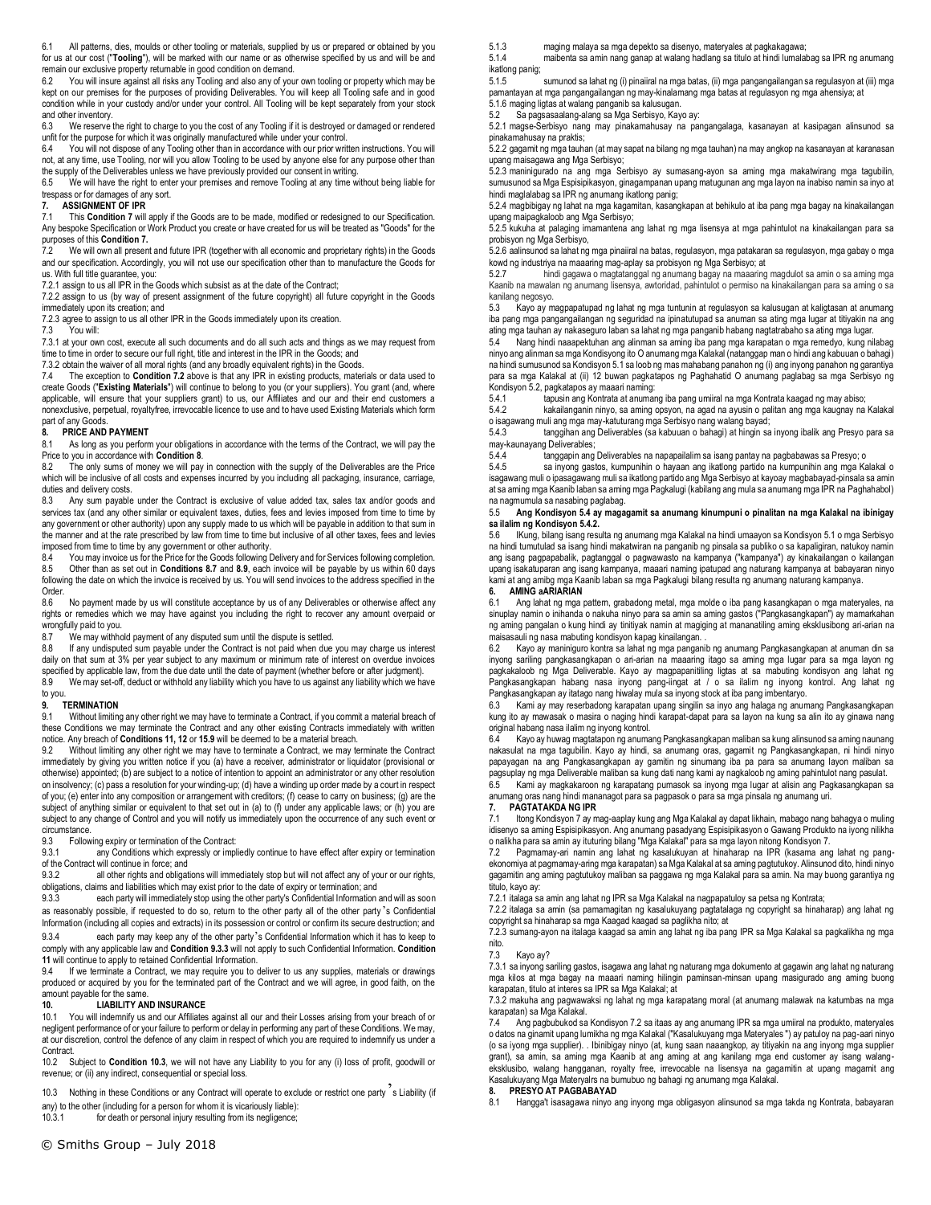6.1 All patterns, dies, moulds or other tooling or materials, supplied by us or prepared or obtained by you for us at our cost ("**Tooling**"), will be marked with our name or as otherwise specified by us and will be and remain our exclusive property returnable in good condition on demand.

6.2 You will insure against all risks any Tooling and also any of your own tooling or property which may be kept on our premises for the purposes of providing Deliverables. You will keep all Tooling safe and in good condition while in your custody and/or under your control. All Tooling will be kept separately from your stock and other inventory.

6.3 We reserve the right to charge to you the cost of any Tooling if it is destroyed or damaged or rendered unfit for the purpose for which it was originally manufactured while under your control.

6.4 You will not dispose of any Tooling other than in accordance with our prior written instructions. You will not, at any time, use Tooling, nor will you allow Tooling to be used by anyone else for any purpose other than the supply of the Deliverables unless we have previously provided our consent in writing.

6.5 We will have the right to enter your premises and remove Tooling at any time without being liable for trespass or for damages of any sort.

## 7. ASSIGNMENT OF IPR

7.1 This **Condition 7** will apply if the Goods are to be made, modified or redesigned to our Specification. Any bespoke Specification or Work Product you create or have created for us will be treated as "Goods" for the purposes of this **Condition 7.**

7.2 We will own all present and future IPR (together with all economic and proprietary rights) in the Goods and our specification. Accordingly, you will not use our specification other than to manufacture the Goods for us. With full title guarantee, you:

7.2.1 assign to us all IPR in the Goods which subsist as at the date of the Contract;

7.2.2 assign to us (by way of present assignment of the future copyright) all future copyright in the Goods immediately upon its creation; and

7.2.3 agree to assign to us all other IPR in the Goods immediately upon its creation.

7.3 You will:

7.3.1 at your own cost, execute all such documents and do all such acts and things as we may request from time to time in order to secure our full right, title and interest in the IPR in the Goods; and

7.3.2 obtain the waiver of all moral rights (and any broadly equivalent rights) in the Goods.

7.4 The exception to **Condition 7.2** above is that any IPR in existing products, materials or data used to create Goods ("**Existing Materials**") will continue to belong to you (or your suppliers). You grant (and, where applicable, will ensure that your suppliers grant) to us, our Affiliates and our and their end customers a nonexclusive, perpetual, royaltyfree, irrevocable licence to use and to have used Existing Materials which form part of any Goods.

## 8. PRICE AND PAYMENT

8.1 As long as you perform your obligations in accordance with the terms of the Contract, we will pay the Price to you in accordance with **Condition 8**.

8.2 The only sums of money we will pay in connection with the supply of the Deliverables are the Price which will be inclusive of all costs and expenses incurred by you including all packaging, insurance, carriage, duties and delivery costs.

8.3 Any sum payable under the Contract is exclusive of value added tax, sales tax and/or goods and services tax (and any other similar or equivalent taxes, duties, fees and levies imposed from time to time by any government or other authority) upon any supply made to us which will be payable in addition to that sum in the manner and at the rate prescribed by law from time to time but inclusive of all other taxes, fees and levies imposed from time to time by any government or other authority.

8.4 You may invoice us for the Price for the Goods following Delivery and for Services following completion.

8.5 Other than as set out in **Conditions 8.7** and **8.9**, each invoice will be payable by us within 60 days following the date on which the invoice is received by us. You will send invoices to the address specified in the Order.

8.6 No payment made by us will constitute acceptance by us of any Deliverables or otherwise affect any rights or remedies which we may have against you including the right to recover any amount overpaid or wrongfully paid to you.

8.7 We may withhold payment of any disputed sum until the dispute is settled.

8.8 If any undisputed sum payable under the Contract is not paid when due you may charge us interest daily on that sum at 3% per year subject to any maximum or minimum rate of interest on overdue invoices specified by applicable law, from the due date until the date of payment (whether before or after judgment).

8.9 We may set-off, deduct or withhold any liability which you have to us against any liability which we have to you.

## 9. TERMINATION

9.1 Without limiting any other right we may have to terminate a Contract, if you commit a material breach of these Conditions we may terminate the Contract and any other existing Contracts immediately with written notice. Any breach of **Conditions 11, 12** or **15.9** will be deemed to be a material breach.

9.2 Without limiting any other right we may have to terminate a Contract, we may terminate the Contract immediately by giving you written notice if you (a) have a receiver, administrator or liquidator (provisional or otherwise) appointed; (b) are subject to a notice of intention to appoint an administrator or any other resolution on insolvency; (c) pass a resolution for your winding-up; (d) have a winding up order made by a court in respect of you; (e) enter into any composition or arrangement with creditors; (f) cease to carry on business; (g) are the subject of anything similar or equivalent to that set out in (a) to (f) under any applicable laws; or (h) you are subject to any change of Control and you will notify us immediately upon the occurrence of any such event or circumstance.

9.3 Following expiry or termination of the Contract:

9.3.1 any Conditions which expressly or impliedly continue to have effect after expiry or termination of the Contract will continue in force; and

9.3.2 all other rights and obligations will immediately stop but will not affect any of your or our rights, obligations, claims and liabilities which may exist prior to the date of expiry or termination; and

9.3.3 each party will immediately stop using the other party's Confidential Information and will as soon as reasonably possible, if requested to do so, return to the other party all of the other party's Confidential Information (including all copies and extracts) in its possession or control or confirm its secure destruction; and

9.3.4 each party may keep any of the other party's Confidential Information which it has to keep to comply with any applicable law and **Condition 9.3.3** will not apply to such Confidential Information. **Condition 11** will continue to apply to retained Confidential Information.

9.4 If we terminate a Contract, we may require you to deliver to us any supplies, materials or drawings produced or acquired by you for the terminated part of the Contract and we will agree, in good faith, on the amount payable for the same.

## 10. LIABILITY AND INSURANCE

10.1 You will indemnify us and our Affiliates against all our and their Losses arising from your breach of or negligent performance of or your failure to perform or delay in performing any part of these Conditions. We may, at our discretion, control the defence of any claim in respect of which you are required to indemnify us under a Contract.

10.2 Subject to **Condition 10.3**, we will not have any Liability to you for any (i) loss of profit, goodwill or revenue; or (ii) any indirect, consequential or special loss.

10.3 Nothing in these Conditions or any Contract will operate to exclude or restrict one party's Liability (if any) to the other (including for a person for whom it is vicariously liable):

10.3.1 for death or personal injury resulting from its negligence;

5.1.3 maging malaya sa mga depekto sa disenyo, materyales at pagkakagawa;

5.1.4 maibenta sa amin nang ganap at walang hadlang sa titulo at hindi lumalabag sa IPR ng anumang ikatlong panig;

5.1.5 sumunod sa lahat ng (i) pinaiiral na mga batas, (ii) mga pangangailangan sa regulasyon at (iii) mga pamantayan at mga pangangailangan ng may-kinalamang mga batas at regulasyon ng mga ahensiya; at

5.1.6 maging ligtas at walang panganib sa kalusugan.

5.2 Sa pagsasaalang-alang sa Mga Serbisyo, Kayo ay:

5.2.1 magse-Serbisyo nang may pinakamahusay na pangangalaga, kasanayan at kasipagan alinsunod sa pinakamahusay na praktis;

5.2.2 gagamit ng mga tauhan (at may sapat na bilang ng mga tauhan) na may angkop na kasanayan at karanasan upang maisagawa ang Mga Serbisyo;

5.2.3 maninigurado na ang mga Serbisyo ay sumasang-ayon sa aming mga makatwirang mga tagubilin, sumusunod sa Mga Espisipikasyon, ginagampanan upang matugunan ang mga layon na inabiso namin sa inyo at hindi maglalabag sa IPR ng anumang ikatlong panig;

5.2.4 magbibigay ng lahat na mga kagamitan, kasangkapan at behikulo at iba pang mga bagay na kinakailangan upang maipagkaloob ang Mga Serbisyo;

5.2.5 kukuha at palaging imamantena ang lahat ng mga lisensya at mga pahintulot na kinakailangan para sa probisyon ng Mga Serbisyo,

5.2.6 aalinsunod sa lahat ng mga pinaiiral na batas, regulasyon, mga patakaran sa regulasyon, mga gabay o mga kowd ng industriya na maaaring mag-aplay sa probisyon ng Mga Serbisyo; at

5.2.7 hindi gagawa o magtatanggal ng anumang bagay na maaaring magdulot sa amin o sa aming mga Kaanib na mawalan ng anumang lisensya, awtoridad, pahintulot o permiso na kinakailangan para sa aming o sa kanilang negosyo.

5.3 Kayo ay magpapatupad ng lahat ng mga tuntunin at regulasyon sa kalusugan at kaligtasan at anumang iba pang mga pangangailangan ng seguridad na ipinatutupad sa anuman sa ating mga lugar at titiyakin na ang ating mga tauhan ay nakaseguro laban sa lahat ng mga panganib habang nagtatrabaho sa ating mga lugar.

5.4 Nang hindi naaapektuhan ang alinman sa aming iba pang mga karapatan o mga remedyo, kung nilabag ninyo ang alinman sa mga Kondisyong ito O anumang mga Kalakal (natanggap man o hindi ang kabuuan o bahagi) na hindi sumusunod sa Kondisyon 5.1 sa loob ng mas mahabang panahon ng (i) ang inyong panahon ng garantiya para sa mga Kalakal at (ii) 12 buwan pagkatapos ng Paghahatid O anumang paglabag sa mga Serbisyo ng Kondisyon 5.2, pagkatapos ay maaari naming:

5.4.1 tapusin ang Kontrata at anumang iba pang umiiral na mga Kontrata kaagad ng may abiso;

5.4.2 kakailanganin ninyo, sa aming opsyon, na agad na ayusin o palitan ang mga kaugnay na Kalakal o isagawang muli ang mga may-katuturang mga Serbisyo nang walang bayad;

5.4.3 tanggihan ang Deliverables (sa kabuuan o bahagi) at hingin sa inyong ibalik ang Presyo para sa may-kaunayang Deliverables;

5.4.4 tanggapin ang Deliverables na napapailalim sa isang pantay na pagbabawas sa Presyo; o

5.4.5 sa inyong gastos, kumpunihin o hayaan ang ikatlong partido na kumpunihin ang mga Kalakal o isagawang muli o ipasagawang muli sa ikatlong partido ang Mga Serbisyo at kayoay magbabayad-pinsala sa amin at sa aming mga Kaanib laban sa aming mga Pagkalugi (kabilang ang mula sa anumang mga IPR na Paghahabol) na nagmumula sa nasabing paglabag.

**5.5 Ang Kondisyon 5.4 ay magagamit sa anumang kinumpuni o pinalitan na mga Kalakal na ibinigay sa ilalim ng Kondisyon 5.4.2.**

5.6 IKung, bilang isang resulta ng anumang mga Kalakal na hindi umaayon sa Kondisyon 5.1 o mga Serbisyo na hindi tumutulad sa isang hindi makatwiran na panganib ng pinsala sa publiko o sa kapaligiran, natukoy namin ang isang pagpapabalik, pagtanggal o pagwawasto na kampanya ("kampanya") ay kinakailangan o kailangan upang isakatuparan ang isang kampanya, maaari naming ipatupad ang naturang kampanya at babayaran ninyo kami at ang amibg mga Kaanib laban sa mga Pagkalugi bilang resulta ng anumang naturang kampanya.

## 6. AMING aARIARIAN

6.1 Ang lahat ng mga pattern, grabadong metal, mga molde o iba pang kasangkapan o mga materyales, na sinuplay namin o inihanda o nakuha ninyo para sa amin sa aming gastos ("Pangkasangkapan") ay mamarkahan ng aming pangalan o kung hindi ay tinitiyak namin at magiging at mananatiling aming eksklusibong ari-arian na maisasauli ng nasa mabuting kondisyon kapag kinailangan. .

6.2 Kayo ay maniniguro kontra sa lahat ng mga panganib ng anumang Pangkasangkapan at anuman din sa inyong sariling pangkasangkapan o ari-arian na maaaring itago sa aming mga lugar para sa mga layon ng pagkakaloob ng Mga Deliverable. Kayo ay magpapanitiling ligtas at sa mabuting kondisyon ang lahat ng Pangkasangkapan habang nasa inyong pang-iingat at / o sa ilalim ng inyong kontrol. Ang lahat ng Pangkasangkapan ay itatago nang hiwalay mula sa inyong stock at iba pang imbentaryo.

6.3 Kami ay may reserbadong karapatan upang singilin sa inyo ang halaga ng anumang Pangkasangkapan kung ito ay mawasak o masira o naging hindi karapat-dapat para sa layon na kung sa alin ito ay ginawa nang original habang nasa ilalim ng inyong kontrol.

6.4 Kayo ay huwag magtatapon ng anumang Pangkasangkapan maliban sa kung alinsunod sa aming naunang nakasulat na mga tagubilin. Kayo ay hindi, sa anumang oras, gagamit ng Pangkasangkapan, ni hindi ninyo papayagan na ang Pangkasangkapan ay gamitin ng sinumang iba pa para sa anumang layon maliban sa pagsuplay ng mga Deliverable maliban sa kung dati nang kami ay nagkaloob ng aming pahintulot nang pasulat.

6.5 Kami ay magkakaroon ng karapatang pumasok sa inyong mga lugar at alisin ang Pagkasangkapan sa anumang oras nang hindi mananagot para sa pagpasok o para sa mga pinsala ng anumang uri.

## 7. PAGTATAKDA NG IPR

7.1 Itong Kondisyon 7 ay mag-aaplay kung ang Mga Kalakal ay dapat likhain, mabago nang bahagya o muling idisenyo sa aming Espisipikasyon. Ang anumang pasadyang Espisipikasyon o Gawang Produkto na iyong nilikha o nalikha para sa amin ay ituturing bilang "Mga Kalakal" para sa mga layon nitong Kondisyon 7.

7.2 Pagmamay-ari namin ang lahat ng kasalukuyan at hinaharap na IPR (kasama ang lahat ng pang-ekonomiya at pagmamay-aring mga karapatan) sa Mga Kalakal at sa aming pagtutukoy. Alinsunod dito, hindi ninyo gagamitin ang aming pagtutukoy maliban sa paggawa ng mga Kalakal para sa amin. Na may buong garantiya ng titulo, kayo ay:

7.2.1 italaga sa amin ang lahat ng IPR sa Mga Kalakal na nagpapatuloy sa petsa ng Kontrata;

7.2.2 italaga sa amin (sa pamamagitan ng kasalukuyang pagtatalaga ng copyright sa hinaharap) ang lahat ng copyright sa hinaharap sa Mga Kaagad kaagad sa paglikha nito; at

7.2.3 sumang-ayon na italaga kaagad sa amin ang lahat ng iba pang IPR sa Mga Kalakal sa pagkalikha ng mga nito.

7.3 Kayo ay?

7.3.1 sa inyong sariling gastos, isagawa ang lahat ng naturang mga dokumento at gagawin ang lahat ng naturang mga kilos at mga bagay na maaari naming hilingin paminsan-minsan upang masigurado ang aming buong karapatan, titulo at interes sa IPR sa Mga Kalakal; at

7.3.2 makuha ang pagwawaksi ng lahat ng mga karapatang moral (at anumang malawak na katumbas na mga karapatan) sa Mga Kalakal.

7.4 Ang pagbubukod sa Kondisyon 7.2 sa itaas ay ang anumang IPR sa mga umiiral na produkto, materyales o datos na ginamit upang lumikha ng mga Kalakal ("Kasalukuyang mga Materyales ") ay patuloy na pag-aari ninyo (o sa iyong mga supplier). . Ibinibigay ninyo (at, kung saan naaangkop, ay titiyakin na ang inyong mga supplier grant), sa amin, sa aming mga Kaanib at ang aming at ang kanilang mga end customer ay isang walang-eksklusibo, walang hangganan, royalty free, irrevocable na lisensya na gagamitin at upang magamit ang Kasalukuyang Mga Materyalrs na bumubuo ng bahagi ng anumang mga Kalakal.

## 8. PRESYO AT PAGBABAYAD

8.1 Hangga't isasagawa ninyo ang inyong mga obligasyon alinsunod sa mga takda ng Kontrata, babayaran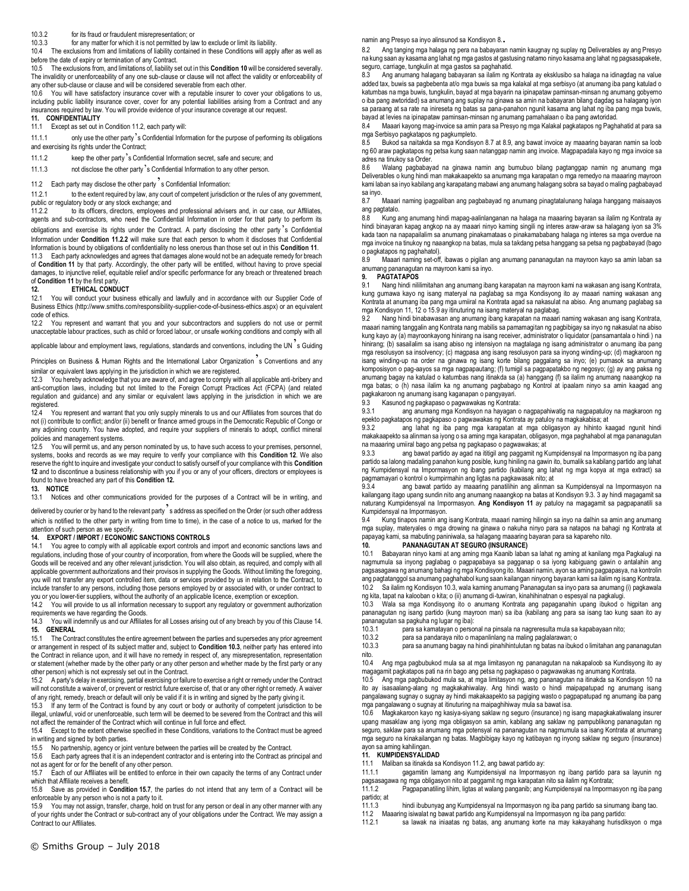10.3.2 for its fraud or fraudulent misrepresentation; or

10.3.3 for any matter for which it is not permitted by law to exclude or limit its liability.

10.4 The exclusions from, and limitations of liability contained in these Conditions will apply after as well as before the date of expiry or termination of any Contract.

10.5 The exclusions from, and limitations of, liability set out in this **Condition 10** will be considered severally. The invalidity or unenforceability of any one sub-clause or clause will not affect the validity or enforceability of any other sub-clause or clause and will be considered severable from each other.

10.6 You will have satisfactory insurance cover with a reputable insurer to cover your obligations to us, including public liability insurance cover, cover for any potential liabilities arising from a Contract and any insurances required by law. You will provide evidence of your insurance coverage at our request.

## 11. CONFIDENTIALITY

11.1 Except as set out in Condition 11.2, each party will:

11.1.1 only use the other party's Confidential Information for the purpose of performing its obligations and exercising its rights under the Contract;

11.1.2 keep the other party's Confidential Information secret, safe and secure; and

11.1.3 not disclose the other party's Confidential Information to any other person.

11.2 Each party may disclose the other party's Confidential Information:

11.2.1 to the extent required by law, any court of competent jurisdiction or the rules of any government, public or regulatory body or any stock exchange; and

11.2.2 to its officers, directors, employees and professional advisers and, in our case, our Affiliates, agents and sub-contractors, who need the Confidential Information in order for that party to perform its obligations and exercise its rights under the Contract. A party disclosing the other party's Confidential Information under **Condition 11.2.2** will make sure that each person to whom it discloses that Confidential Information is bound by obligations of confidentiality no less onerous than those set out in this **Condition 11**.

11.3 Each party acknowledges and agrees that damages alone would not be an adequate remedy for breach of **Condition 11** by that party. Accordingly, the other party will be entitled, without having to prove special damages, to injunctive relief, equitable relief and/or specific performance for any breach or threatened breach of **Condition 11** by the first party.

## 12. ETHICAL CONDUCT

12.1 You will conduct your business ethically and lawfully and in accordance with our Supplier Code of Business Ethics (http://www.smiths.com/responsibility-supplier-code-of-business-ethics.aspx) or an equivalent code of ethics.

12.2 You represent and warrant that you and your subcontractors and suppliers do not use or permit unacceptable labour practices, such as child or forced labour, or unsafe working conditions and comply with all applicable labour and employment laws, regulations, standards and conventions, including the UN's Guiding Principles on Business & Human Rights and the International Labor Organization's Conventions and any similar or equivalent laws applying in the jurisdiction in which we are registered.

12.3 You hereby acknowledge that you are aware of, and agree to comply with all applicable anti-bribery and anti-corruption laws, including but not limited to the Foreign Corrupt Practices Act (FCPA) (and related regulation and guidance) and any similar or equivalent laws applying in the jurisdiction in which we are registered.

12.4 You represent and warrant that you only supply minerals to us and our Affiliates from sources that do not (i) contribute to conflict; and/or (ii) benefit or finance armed groups in the Democratic Republic of Congo or any adjoining country. You have adopted, and require your suppliers of minerals to adopt, conflict mineral policies and management systems.

12.5 You will permit us, and any person nominated by us, to have such access to your premises, personnel, systems, books and records as we may require to verify your compliance with this **Condition 12**. We also reserve the right to inquire and investigate your conduct to satisfy ourself of your compliance with this **Condition 12** and to discontinue a business relationship with you if you or any of your officers, directors or employees is found to have breached any part of this **Condition 12.**

## 13. NOTICE

13.1 Notices and other communications provided for the purposes of a Contract will be in writing, and delivered by courier or by hand to the relevant party's address as specified on the Order (or such other address which is notified to the other party in writing from time to time), in the case of a notice to us, marked for the attention of such person as we specify.

## 14. EXPORT / IMPORT / ECONOMIC SANCTIONS CONTROLS

14.1 You agree to comply with all applicable export controls and import and economic sanctions laws and regulations, including those of your country of incorporation, from where the Goods will be supplied, where the Goods will be received and any other relevant jurisdiction. You will also obtain, as required, and comply with all applicable government authorizations and their provisos in supplying the Goods. Without limiting the foregoing, you will not transfer any export controlled item, data or services provided by us in relation to the Contract, to include transfer to any persons, including those persons employed by or associated with, or under contract to you or you lower-tier suppliers, without the authority of an applicable licence, exemption or exception.

14.2 You will provide to us all information necessary to support any regulatory or government authorization requirements we have regarding the Goods.

14.3 You will indemnify us and our Affiliates for all Losses arising out of any breach by you of this Clause 14.

## 15. GENERAL

15.1 The Contract constitutes the entire agreement between the parties and supersedes any prior agreement or arrangement in respect of its subject matter and, subject to **Condition 10.3**, neither party has entered into the Contract in reliance upon, and it will have no remedy in respect of, any misrepresentation, representation or statement (whether made by the other party or any other person and whether made by the first party or any other person) which is not expressly set out in the Contract.

15.2 A party's delay in exercising, partial exercising or failure to exercise a right or remedy under the Contract will not constitute a waiver of, or prevent or restrict future exercise of, that or any other right or remedy. A waiver of any right, remedy, breach or default will only be valid if it is in writing and signed by the party giving it.

15.3 If any term of the Contract is found by any court or body or authority of competent jurisdiction to be illegal, unlawful, void or unenforceable, such term will be deemed to be severed from the Contract and this will not affect the remainder of the Contract which will continue in full force and effect.

15.4 Except to the extent otherwise specified in these Conditions, variations to the Contract must be agreed in writing and signed by both parties.

15.5 No partnership, agency or joint venture between the parties will be created by the Contract.

15.6 Each party agrees that it is an independent contractor and is entering into the Contract as principal and not as agent for or for the benefit of any other person.

15.7 Each of our Affiliates will be entitled to enforce in their own capacity the terms of any Contract under which that Affiliate receives a benefit.

15.8 Save as provided in **Condition 15.7**, the parties do not intend that any term of a Contract will be enforceable by any person who is not a party to it.

15.9 You may not assign, transfer, charge, hold on trust for any person or deal in any other manner with any of your rights under the Contract or sub-contract any of your obligations under the Contract. We may assign a Contract to our Affiliates.

namin ang Presyo sa inyo alinsunod sa Kondisyon 8.

8.2 Ang tanging mga halaga ng pera na babayaran namin kaugnay ng suplay ng Deliverables ay ang Presyo na kung saan ay kasama ang lahat ng mga gastos at gastusing natamo ninyo kasama ang lahat ng pagsasapakete, seguro, carriage, tungkulin at mga gastos sa paghahatid.

8.3 Ang anumang halagang babayaran sa ilalim ng Kontrata ay eksklusibo sa halaga na idinagdag na value added tax, buwis sa pagbebenta at/o mga buwis sa mga kalakal at mga serbisyo (at anumang iba pang katulad o katumbas na mga buwis, tungkulin, bayad at mga bayarin na ipinapataw paminsan-minsan ng anumang gobyerno o iba pang awtoridad) sa anumang ang suplay na ginawa sa amin na babayaran bilang dagdag sa halagang iyon sa paraang at sa rate na inireseta ng batas sa pana-panahon ngunit kasama ang lahat ng iba pang mga buwis, bayad at levies na ipinapataw paminsan-minsan ng anumang pamahalaan o iba pang awtoridad.

8.4 Maaari kayong mag-invoice sa amin para sa Presyo ng mga Kalakal pagkatapos ng Paghahatid at para sa mga Serbisyo pagkatapos ng pagkumpleto.

8.5 Bukod sa naitakda sa mga Kondisyon 8.7 at 8.9, ang bawat invoice ay maaaring bayaran namin sa loob ng 60 araw pagkatapos ng petsa kung saan natanggap namin ang invoice. Magpapadala kayo ng mga invoice sa adres na tinukoy sa Order.

8.6 Walang pagbabayad na ginawa namin ang bumubuo bilang pagtanggap namin ng anumang mga Deliverables o kung hindi man makakaapekto sa anumang mga karapatan o mga remedyo na maaaring mayroon kami laban sa inyo kabilang ang karapatang mabawi ang anumang halagang sobra sa bayad o maling pagbabayad sa inyo.

8.7 Maaari naming ipagpaliban ang pagbabayad ng anumang pinagtatalunang halaga hanggang maisaayos ang pagtatalo.

8.8 Kung ang anumang hindi mapag-aalinlanganan na halaga na maaaring bayaran sa ilalim ng Kontrata ay hindi binayaran kapag angkop na ay maaari ninyo kaming singilin ng interes araw-araw sa halagang iyon sa 3% kada taon na napapailalim sa anumang pinakamataas o pinakamababang halaga ng interes sa mga overdue na mga invoice na tinukoy ng naaangkop na batas, mula sa takdang petsa hanggang sa petsa ng pagbabayad (bago o pagkatapos ng paghahatol).

8.9 Maaari naming set-off, ibawas o pigilan ang anumang pananagutan na mayroon kayo sa amin laban sa anumang pananagutan na mayroon kami sa inyo.

## 9. PAGTATAPOS

9.1 Nang hindi nililimitahan ang anumang ibang karapatan na mayroon kami na wakasan ang isang Kontrata, kung gumawa kayo ng isang materyal na paglabag sa mga Kondisyong ito ay maaari naming wakasan ang Kontrata at anumang iba pang mga umiiral na Kontrata agad sa nakasulat na abiso. Ang anumang paglabag sa mga Kondisyon 11, 12 o 15.9 ay itinuturing na isang materyal na paglabag.

9.2 Nang hindi binabawasan ang anumang ibang karapatan na maaari naming wakasan ang isang Kontrata, maaari naming tanggalin ang Kontrata nang mabilis sa pamamagitan ng pagbibigay sa inyo ng nakasulat na abiso kung kayo ay (a) mayroonkayong hinirang na isang receiver, administrator o liquidator (pansamantala o hindi ) na hinirang; (b) sasailalim sa isang abiso ng intensiyon na magtalaga ng isang administrator o anumang iba pang mga resolusyon sa insolvency; (c) magpasa ang isang resolusyon para sa inyong winding-up; (d) magkaroon ng isang winding-up na order na ginawa ng isang korte bilang paggalang sa inyo; (e) pumasok sa anumang komposisyon o pag-aayos sa mga nagpapautang; (f) tumigil sa pagpapatakbo ng negosyo; (g) ay ang paksa ng anumang bagay na katulad o katumbas nang itinakda sa (a) hanggang (f) sa ilalim ng anumang naaangkop na mga batas; o (h) nasa ilalim ka ng anumang pagbabago ng Kontrol at ipaalam ninyo sa amin kaagad ang pagkakaroon ng anumang isang kaganapan o pangyayari.

9.3 Kasunod ng pagkapaso o pagwawakas ng Kontrata:

9.3.1 ang anumang mga Kondisyon na hayagan o nagpapahiwatig na nagpapatuloy na magkaroon ng epekto pagkatapos ng pagkapaso o pagwawakas ng Kontrata ay patuloy na magkakabisa; at

9.3.2 ang lahat ng iba pang mga karapatan at mga obligasyon ay hihinto kaagad ngunit hindi makakaapekto sa alinman sa iyong o sa aming mga karapatan, obligasyon, mga paghahabol at mga pananagutan na maaaring umiiral bago ang petsa ng pagkapaso o pagwawakas; at

9.3.3 ang bawat partido ay agad na ititigil ang paggamit ng Kumpidensyal na Impormasyon ng iba pang partido sa lalong madaling panahon kung posible, kung hiniling na gawin ito, bumalik sa kabilang partido ang lahat ng Kumpidensyal na Impormasyon ng ibang partido (kabilang ang lahat ng mga kopya at mga extract) sa pagmamayari o kontrol o kumpirmahin ang ligtas na pagkawasak nito; at

9.3.4 ang bawat partido ay maaaring panatilihin ang alinman sa Kumpidensyal na Impormasyon na kailangang itago upang sundin nito ang anumang naaangkop na batas at Kondisyon 9.3. 3 ay hindi magagamit sa naturang Kumpidensyal na Impormasyon. **Ang Kondisyon 11** ay patuloy na magagamit sa pagpapanatili sa Kumpidensyal na Impormasyon.

9.4 Kung tinapos namin ang isang Kontrata, maaari naming hilingin sa inyo na dalhin sa amin ang anumang mga suplay, materyales o mga drowing na ginawa o nakuha ninyo para sa natapos na bahagi ng Kontrata at papayag kami, sa mabuting paniniwala, sa halagang maaaring bayaran para sa kapareho nito.

## 10. PANANAGUTAN AT SEGURO (INSURANCE)

10.1 Babayaran ninyo kami at ang aming mga Kaanib laban sa lahat ng aming at kanilang mga Pagkalugi na nagmumula sa inyong paglabag o pagpapabaya sa pagganap o sa iyong kabiguang gawin o antalahin ang pagsasagawa ng anumang bahagi ng mga Kondisyong ito. Maaari namin, ayon sa aming pagpapasya, na kontrolin ang pagtatanggol sa anumang paghahabol kung saan kailangan ninyong bayaran kami sa ilalim ng isang Kontrata.

10.2 Sa ilalim ng Kondisyon 10.3, wala kaming anumang Pananagutan sa inyo para sa anumang (i) pagkawala ng kita, tapat na kalooban o kita; o (ii) anumang di-tuwiran, kinahihinatnan o espesyal na pagkalugi.

10.3 Wala sa mga Kondisyong ito o anumang Kontrata ang papaganahin upang ibukod o higpitan ang pananagutan ng isang partido (kung mayroon man) sa iba (kabilang ang para sa isang tao kung saan ito ay pananagutan sa pagkuha ng lugar ng iba):

10.3.1 para sa kamatayan o personal na pinsala na nagreresulta mula sa kapabayaan nito;

10.3.2 para sa pandaraya nito o mapanlinlang na maling paglalarawan; o

10.3.3 para sa anumang bagay na hindi pinahihintulutan ng batas na ibukod o limitahan ang pananagutan nito.

10.4 Ang mga pagbubukod mula sa at mga limitasyon ng pananagutan na nakapaloob sa Kundisyong ito ay magagamit pagkatapos pati na rin bago ang petsa ng pagkapaso o pagwawakas ng anumang Kontrata.

10.5 Ang mga pagbubukod mula sa, at mga limitasyon ng, ang pananagutan na itinakda sa Kondisyon 10 na ito ay isasaalang-alang ng magkakahiwalay. Ang hindi wasto o hindi maipapatupad ng anumang isang pangalawang sugnay o sugnay ay hindi makakaapekto sa pagiging wasto o pagpapatupad ng anumang iba pang mga pangalawang o sugnay at itinuturing na maipaghihiway mula sa bawat isa.

10.6 Magkakaroon kayo ng kasiya-siyang saklaw ng seguro (insurance) ng isang mapagkakatiwalang insurer upang masaklaw ang inyong mga obligasyon sa amin, kabilang ang saklaw ng pampublikong pananagutan ng seguro, saklaw para sa anumang mga potensyal na pananagutan na nagmumula sa isang Kontrata at anumang mga seguro na kinakailangan ng batas. Magbibigay kayo ng katibayan ng inyong saklaw ng seguro (insurance) ayon sa aming kahilingan.

## 11. KUMPIDENSYALIDAD

11.1 Maliban sa itinakda sa Kondisyon 11.2, ang bawat partido ay:

11.1.1 gagamitin lamang ang Kumpidensiyal na Impormasyon ng ibang partido para sa layunin ng pagsasagawa ng mga obligasyon nito at paggamit ng mga karapatan nito sa ilalim ng Kontrata;

11.1.2 Pagpapanatiling lihim, ligtas at walang panganib; ang Kumpidensyal na Impormasyon ng iba pang partido; at

11.1.3 hindi ibubunyag ang Kumpidensyal na Impormasyon ng iba pang partido sa sinumang ibang tao.

11.2 Maaaring isiwalat ng bawat partido ang Kumpidensyal na Impormasyon ng iba pang partido:

11.2.1 sa lawak na iniaatas ng batas, ang anumang korte na may kakayahang hurisdiksyon o mga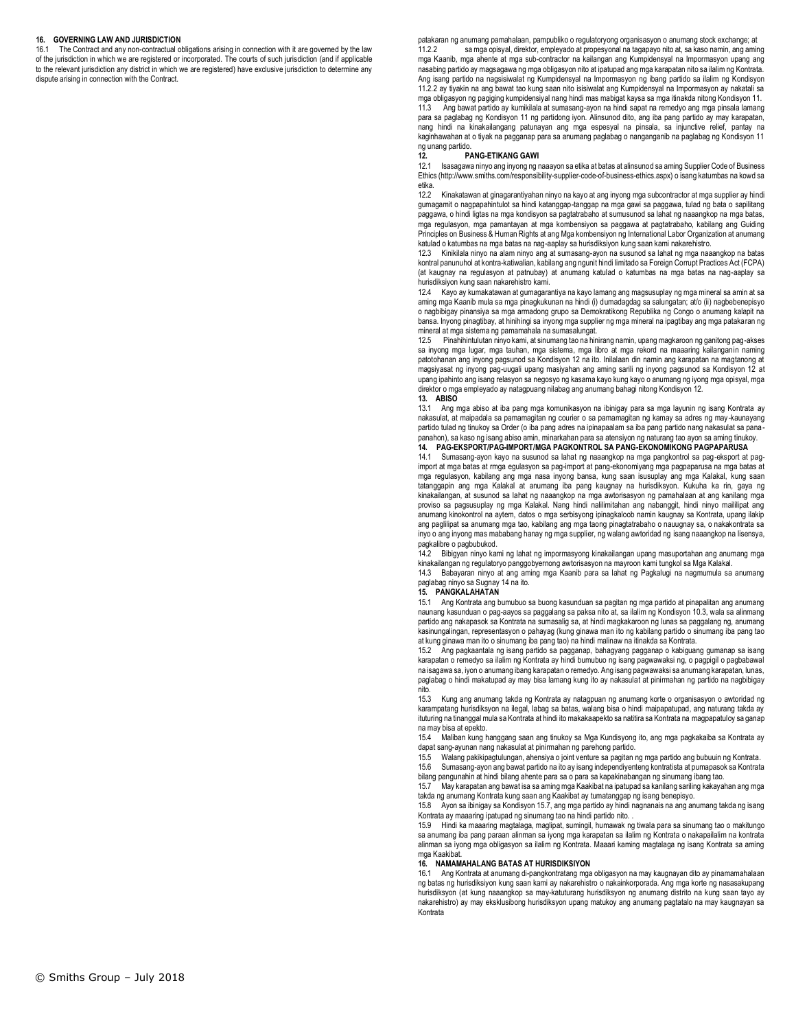### 16. GOVERNING LAW AND JURISDICTION

16.1 The Contract and any non-contractual obligations arising in connection with it are governed by the law of the jurisdiction in which we are registered or incorporated. The courts of such jurisdiction (and if applicable to the relevant jurisdiction any district in which we are registered) have exclusive jurisdiction to determine any dispute arising in connection with the Contract.

patakaran ng anumang pamahalaan, pampubliko o regulatoryong organisasyon o anumang stock exchange; at

11.2.2 sa mga opisyal, direktor, empleyado at propesyonal na tagapayo nito at, sa kaso namin, ang aming mga Kaanib, mga ahente at mga sub-contractor na kailangan ang Kumpidensyal na Impormasyon upang ang nasabing partido ay magsagawa ng mga obligasyon nito at ipatupad ang mga karapatan nito sa ilalim ng Kontrata. Ang isang partido na nagsisiwalat ng Kumpidensyal na Impormasyon ng ibang partido sa ilalim ng Kondisyon 11.2.2 ay tiyakin na ang bawat tao kung saan nito isisiwalat ang Kumpidensyal na Impormasyon ay nakatali sa mga obligasyon ng pagiging kumpidensiyal nang hindi mas mabigat kaysa sa mga itinakda nitong Kondisyon 11.

11.3 Ang bawat partido ay kumikilala at sumasang-ayon na hindi sapat na remedyo ang mga pinsala lamang para sa paglabag ng Kondisyon 11 ng partidong iyon. Alinsunod dito, ang iba pang partido ay may karapatan, nang hindi na kinakailangang patunayan ang mga espesyal na pinsala, sa injunctive relief, pantay na kaginhawahan at o tiyak na pagganap para sa anumang paglabag o nanganganib na paglabag ng Kondisyon 11 ng unang partido.

### 12. PANG-ETIKANG GAWI

12.1 Isasagawa ninyo ang inyong ng naaayon sa etika at batas at alinsunod sa aming Supplier Code of Business Ethics (http://www.smiths.com/responsibility-supplier-code-of-business-ethics.aspx) o isang katumbas na kowd sa etika.

12.2 Kinakatawan at ginagarantiyahan ninyo na kayo at ang inyong mga subcontractor at mga supplier ay hindi gumagamit o nagpapahintulot sa hindi katanggap-tanggap na mga gawi sa paggawa, tulad ng bata o sapilitang paggawa, o hindi ligtas na mga kondisyon sa pagtatrabaho at sumusunod sa lahat ng naaangkop na mga batas, mga regulasyon, mga pamantayan at mga kombensiyon sa paggawa at pagtatrabaho, kabilang ang Guiding Principles on Business & Human Rights at ang Mga kombensiyon ng International Labor Organization at anumang katulad o katumbas na mga batas na nag-aaplay sa hurisdiksiyon kung saan kami nakarehistro.

12.3 Kinikilala ninyo na alam ninyo ang at sumasang-ayon na susunod sa lahat ng mga naaangkop na batas kontral panunuhol at kontra-katiwalian, kabilang ang ngunit hindi limitado sa Foreign Corrupt Practices Act (FCPA) (at kaugnay na regulasyon at patnubay) at anumang katulad o katumbas na mga batas na nag-aaplay sa hurisdiksiyon kung saan nakarehistro kami.

12.4 Kayo ay kumakatawan at gumagarantiya na kayo lamang ang magsusuplay ng mga mineral sa amin at sa aming mga Kaanib mula sa mga pinagkukunan na hindi (i) dumadagdag sa salungatan; at/o (ii) nagbebenepisyo o nagbibigay pinansiya sa mga armadong grupo sa Demokratikong Republika ng Congo o anumang kalapit na bansa. Inyong pinagtibay, at hinihingi sa inyong mga supplier ng mga mineral na ipagtibay ang mga patakaran ng mineral at mga sistema ng pamamahala na sumasalungat.

12.5 Pinahihintulutan ninyo kami, at sinumang tao na hinirang namin, upang magkaroon ng ganitong pag-akses sa inyong mga lugar, mga tauhan, mga sistema, mga libro at mga rekord na maaaring kailanganin naming patotohanan ang inyong pagsunod sa Kondisyon 12 na ito. Inilalaan din namin ang karapatan na magtanong at magsiyasat ng inyong pag-uugali upang masiyahan ang aming sarili ng inyong pagsunod sa Kondisyon 12 at upang ipahinto ang isang relasyon sa negosyo ng kasama kayo kung kayo o anumang ng iyong mga opisyal, mga direktor o mga empleyado ay natagpuang nilabag ang anumang bahagi nitong Kondisyon 12.

### 13. ABISO

13.1 Ang mga abiso at iba pang mga komunikasyon na ibinigay para sa mga layunin ng isang Kontrata ay nakasulat, at maipadala sa pamamagitan ng courier o sa pamamagitan ng kamay sa adres ng may-kaunayang partido tulad ng tinukoy sa Order (o iba pang adres na ipinapaalam sa iba pang partido nang nakasulat sa pana-panahon), sa kaso ng isang abiso amin, minarkahan para sa atensiyon ng naturang tao ayon sa aming tinukoy.

### 14. PAG-EKSPORT/PAG-IMPORT/MGA PAGKONTROL SA PANG-EKONOMIKONG PAGPAPARUSA

14.1 Sumasang-ayon kayo na susunod sa lahat ng naaangkop na mga pangkontrol sa pag-eksport at pag-import at mga batas at rmga egulasyon sa pag-import at pang-ekonomiyang mga pagpaparusa na mga batas at mga regulasyon, kabilang ang mga nasa inyong bansa, kung saan isusuplay ang mga Kalakal, kung saan tatanggapin ang mga Kalakal at anumang iba pang kaugnay na hurisdiksyon. Kukuha ka rin, gaya ng kinakailangan, at susunod sa lahat ng naaangkop na mga awtorisasyon ng pamahalaan at ang kanilang mga proviso sa pagsusuplay ng mga Kalakal. Nang hindi nalilimitahan ang nabanggit, hindi ninyo maililipat ang anumang kinokontrol na aytem, datos o mga serbisyong ipinagkaloob namin kaugnay sa Kontrata, upang ilakip ang paglilipat sa anumang mga tao, kabilang ang mga taong pinagtatrabaho o nauugnay sa, o nakakontrata sa inyo o ang inyong mas mababang hanay ng mga supplier, ng walang awtoridad ng isang naaangkop na lisensya, pagkalibre o pagbubukod.

14.2 Bibigyan ninyo kami ng lahat ng impormasyong kinakailangan upang masuportahan ang anumang mga kinakailangan ng regulatoryo panggobyernong awtorisasyon na mayroon kami tungkol sa Mga Kalakal.

14.3 Babayaran ninyo at ang aming mga Kaanib para sa lahat ng Pagkalugi na nagmumula sa anumang paglabag ninyo sa Sugnay 14 na ito.

### 15. PANGKALAHATAN

15.1 Ang Kontrata ang bumubuo sa buong kasunduan sa pagitan ng mga partido at pinapalitan ang anumang naunang kasunduan o pag-aayos sa paggalang sa paksa nito at, sa ilalim ng Kondisyon 10.3, wala sa alinmang partido ang nakapasok sa Kontrata na sumasalig sa, at hindi magkakaroon ng lunas sa paggalang ng, anumang kasinungalingan, representasyon o pahayag (kung ginawa man ito ng kabilang partido o sinumang iba pang tao at kung ginawa man ito o sinumang iba pang tao) na hindi malinaw na itinakda sa Kontrata.

15.2 Ang pagkaantala ng isang partido sa pagganap, bahagyang pagganap o kabiguang gumanap sa isang karapatan o remedyo sa ilalim ng Kontrata ay hindi bumubuo ng isang pagwawaksi ng, o pagpigil o pagbabawal na isagawa sa, iyon o anumang ibang karapatan o remedyo. Ang isang pagwawaksi sa anumang karapatan, lunas, paglabag o hindi makatupad ay may bisa lamang kung ito ay nakasulat at pinirmahan ng partido na nagbibigay nito.

15.3 Kung ang anumang takda ng Kontrata ay natagpuan ng anumang korte o organisasyon o awtoridad ng karampatang hurisdiksyon na ilegal, labag sa batas, walang bisa o hindi maipapatupad, ang naturang takda ay ituturing na tinanggal mula sa Kontrata at hindi ito makakaapekto sa natitira sa Kontrata na magpapatuloy sa ganap na may bisa at epekto.

15.4 Maliban kung hanggang saan ang tinukoy sa Mga Kundisyong ito, ang mga pagkakaiba sa Kontrata ay dapat sang-ayunan nang nakasulat at pinirmahan ng parehong partido.

15.5 Walang pakikipagtulungan, ahensiya o joint venture sa pagitan ng mga partido ang bubuuin ng Kontrata.

15.6 Sumasang-ayon ang bawat partido na ito ay isang independiyenteng kontratista at pumapasok sa Kontrata bilang pangunahin at hindi bilang ahente para sa o para sa kapakinabangan ng sinumang ibang tao.

15.7 May karapatan ang bawat isa sa aming mga Kaakibat na ipatupad sa kanilang sariling kakayahan ang mga takda ng anumang Kontrata kung saan ang Kaakibat ay tumatanggap ng isang benepisyo.

15.8 Ayon sa ibinigay sa Kondisyon 15.7, ang mga partido ay hindi nagnanais na ang anumang takda ng isang Kontrata ay maaaring ipatupad ng sinumang tao na hindi partido nito. .

15.9 Hindi ka maaaring magtalaga, maglipat, sumingil, humawak ng tiwala para sa sinumang tao o makitungo sa anumang iba pang paraan alinman sa iyong mga karapatan sa ilalim ng Kontrata o nakapailalim na kontrata alinman sa iyong mga obligasyon sa ilalim ng Kontrata. Maaari kaming magtalaga ng isang Kontrata sa aming mga Kaakibat.

### 16. NAMAMAHALANG BATAS AT HURISDIKSIYON

16.1 Ang Kontrata at anumang di-pangkontratang mga obligasyon na may kaugnayan dito ay pinamamahalaan ng batas ng hurisdiksiyon kung saan kami ay nakarehistro o nakainkorporada. Ang mga korte ng nasasakupang hurisdiksyon (at kung naaangkop sa may-katuturang hurisdiksyon ng anumang distrito na kung saan tayo ay nakarehistro) ay may eksklusibong hurisdiksyon upang matukoy ang anumang pagtatalo na may kaugnayan sa Kontrata

© Smiths Group – July 2018